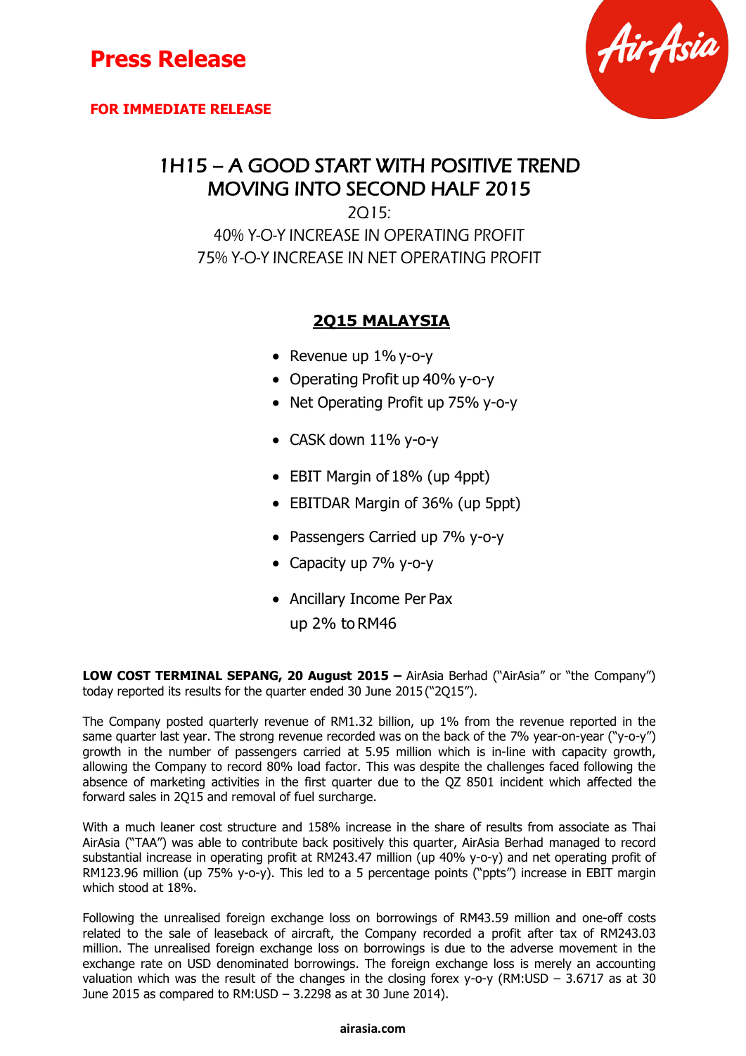# Press Release

**FOR IMMEDIATE RELEASE**

## 1H15 – A GOOD START WITH POSITIVE TREND MOVING INTO SECOND HALF 2015

2Q15:

40% Y-O-Y INCREASE IN OPERATING PROFIT

75% Y-O-Y INCREASE IN NET OPERATING PROFIT

### 2Q15 MALAYSIA

- Revenue up 1% y-o-y
- Operating Profit up 40% y-o-y
- Net Operating Profit up 75% y-o-y
- CASK down 11% y-o-y
- EBIT Margin of 18% (up 4ppt)
- EBITDAR Margin of 36% (up 5ppt)
- Passengers Carried up 7% y-o-y
- Capacity up 7% y-o-y
- Ancillary Income Per Pax up 2% to RM46

**LOW COST TERMINAL SEPANG, 20 August 2015 –** AirAsia Berhad ("AirAsia" or "the Company") today reported its results for the quarter ended 30 June 2015 ("2Q15").

The Company posted quarterly revenue of RM1.32 billion, up 1% from the revenue reported in the same quarter last year. The strong revenue recorded was on the back of the 7% year-on-year ("y-o-y") growth in the number of passengers carried at 5.95 million which is in-line with capacity growth, allowing the Company to record 80% load factor. This was despite the challenges faced following the absence of marketing activities in the first quarter due to the QZ 8501 incident which affected the forward sales in 2Q15 and removal of fuel surcharge.

With a much leaner cost structure and 158% increase in the share of results from associate as Thai AirAsia ("TAA") was able to contribute back positively this quarter, AirAsia Berhad managed to record substantial increase in operating profit at RM243.47 million (up 40% y-o-y) and net operating profit of RM123.96 million (up 75% y-o-y). This led to a 5 percentage points ("ppts") increase in EBIT margin which stood at 18%.

Following the unrealised foreign exchange loss on borrowings of RM43.59 million and one-off costs related to the sale of leaseback of aircraft, the Company recorded a profit after tax of RM243.03 million. The unrealised foreign exchange loss on borrowings is due to the adverse movement in the exchange rate on USD denominated borrowings. The foreign exchange loss is merely an accounting valuation which was the result of the changes in the closing forex y-o-y (RM:USD – 3.6717 as at 30 June 2015 as compared to RM:USD – 3.2298 as at 30 June 2014).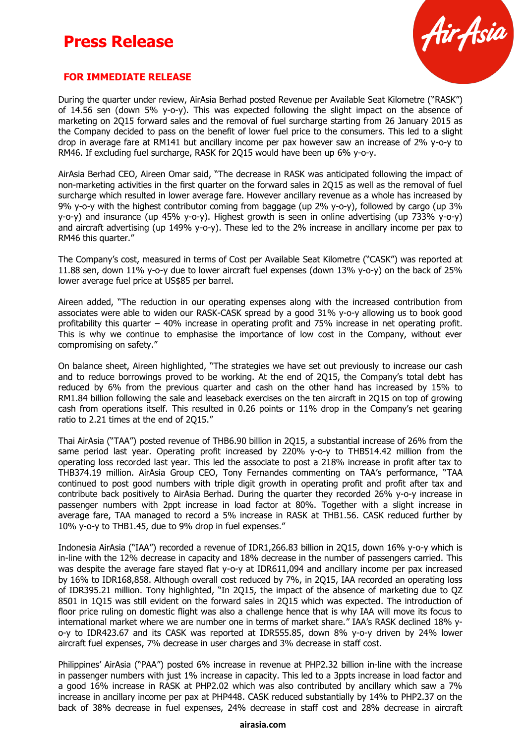# Press Release

**FOR IMMEDIATE RELEASE**

During the quarter under review, AirAsia Berhad posted Revenue per Available Seat Kilometre ("RASK") of 14.56 sen (down 5% y-o-y). This was expected following the slight impact on the absence of marketing on 2Q15 forward sales and the removal of fuel surcharge starting from 26 January 2015 as the Company decided to pass on the benefit of lower fuel price to the consumers. This led to a slight drop in average fare at RM141 but ancillary income per pax however saw an increase of 2% y-o-y to RM46. If excluding fuel surcharge, RASK for 2Q15 would have been up 6% y-o-y.

AirAsia Berhad CEO, Aireen Omar said, "The decrease in RASK was anticipated following the impact of non-marketing activities in the first quarter on the forward sales in 2Q15 as well as the removal of fuel surcharge which resulted in lower average fare. However ancillary revenue as a whole has increased by 9% y-o-y with the highest contributor coming from baggage (up 2% y-o-y), followed by cargo (up 3% y-o-y) and insurance (up 45% y-o-y). Highest growth is seen in online advertising (up 733% y-o-y) and aircraft advertising (up 149% y-o-y). These led to the 2% increase in ancillary income per pax to RM46 this quarter."

The Company's cost, measured in terms of Cost per Available Seat Kilometre ("CASK") was reported at 11.88 sen, down 11% y-o-y due to lower aircraft fuel expenses (down 13% y-o-y) on the back of 25% lower average fuel price at US$85 per barrel.

Aireen added, "The reduction in our operating expenses along with the increased contribution from associates were able to widen our RASK-CASK spread by a good 31% y-o-y allowing us to book good profitability this quarter – 40% increase in operating profit and 75% increase in net operating profit. This is why we continue to emphasise the importance of low cost in the Company, without ever compromising on safety."

On balance sheet, Aireen highlighted, "The strategies we have set out previously to increase our cash and to reduce borrowings proved to be working. At the end of 2Q15, the Company's total debt has reduced by 6% from the previous quarter and cash on the other hand has increased by 15% to RM1.84 billion following the sale and leaseback exercises on the ten aircraft in 2Q15 on top of growing cash from operations itself. This resulted in 0.26 points or 11% drop in the Company's net gearing ratio to 2.21 times at the end of 2Q15."

Thai AirAsia ("TAA") posted revenue of THB6.90 billion in 2Q15, a substantial increase of 26% from the same period last year. Operating profit increased by 220% y-o-y to THB514.42 million from the operating loss recorded last year. This led the associate to post a 218% increase in profit after tax to THB374.19 million. AirAsia Group CEO, Tony Fernandes commenting on TAA's performance, "TAA continued to post good numbers with triple digit growth in operating profit and profit after tax and contribute back positively to AirAsia Berhad. During the quarter they recorded 26% y-o-y increase in passenger numbers with 2ppt increase in load factor at 80%. Together with a slight increase in average fare, TAA managed to record a 5% increase in RASK at THB1.56. CASK reduced further by 10% y-o-y to THB1.45, due to 9% drop in fuel expenses."

Indonesia AirAsia ("IAA") recorded a revenue of IDR1,266.83 billion in 2Q15, down 16% y-o-y which is in-line with the 12% decrease in capacity and 18% decrease in the number of passengers carried. This was despite the average fare stayed flat y-o-y at IDR611,094 and ancillary income per pax increased by 16% to IDR168,858. Although overall cost reduced by 7%, in 2Q15, IAA recorded an operating loss of IDR395.21 million. Tony highlighted, "In 2Q15, the impact of the absence of marketing due to QZ 8501 in 1Q15 was still evident on the forward sales in 2Q15 which was expected. The introduction of floor price ruling on domestic flight was also a challenge hence that is why IAA will move its focus to international market where we are number one in terms of market share." IAA's RASK declined 18% y-o-y to IDR423.67 and its CASK was reported at IDR555.85, down 8% y-o-y driven by 24% lower aircraft fuel expenses, 7% decrease in user charges and 3% decrease in staff cost.

Philippines' AirAsia ("PAA") posted 6% increase in revenue at PHP2.32 billion in-line with the increase in passenger numbers with just 1% increase in capacity. This led to a 3ppts increase in load factor and a good 16% increase in RASK at PHP2.02 which was also contributed by ancillary which saw a 7% increase in ancillary income per pax at PHP448. CASK reduced substantially by 14% to PHP2.37 on the back of 38% decrease in fuel expenses, 24% decrease in staff cost and 28% decrease in aircraft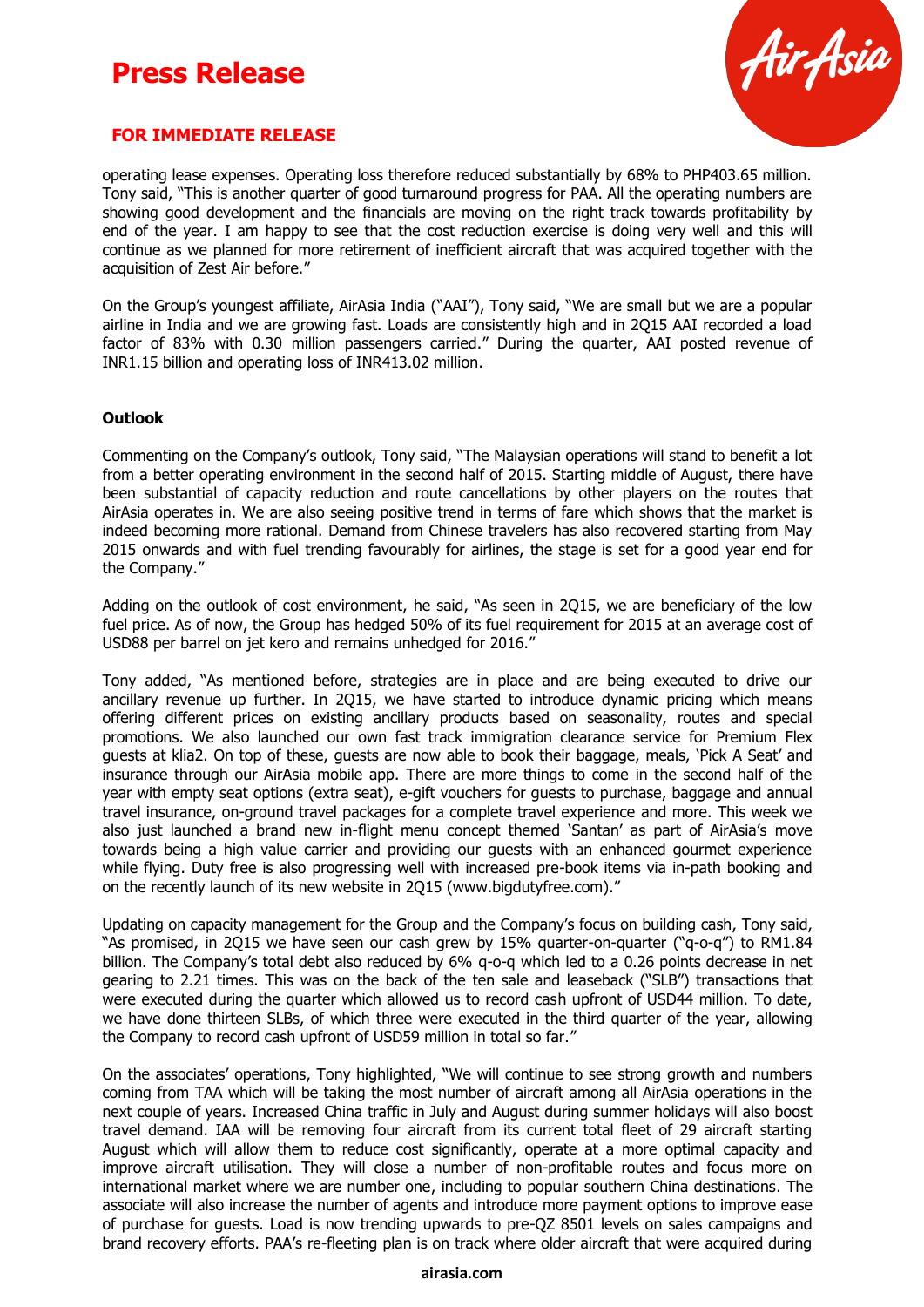operating lease expenses. Operating loss therefore reduced substantially by 68% to PHP403.65 million. Tony said, "This is another quarter of good turnaround progress for PAA. All the operating numbers are showing good development and the financials are moving on the right track towards profitability by end of the year. I am happy to see that the cost reduction exercise is doing very well and this will continue as we planned for more retirement of inefficient aircraft that was acquired together with the acquisition of Zest Air before."

On the Group's youngest affiliate, AirAsia India ("AAI"), Tony said, "We are small but we are a popular airline in India and we are growing fast. Loads are consistently high and in 2Q15 AAI recorded a load factor of 83% with 0.30 million passengers carried." During the quarter, AAI posted revenue of INR1.15 billion and operating loss of INR413.02 million.

**Outlook**

Commenting on the Company's outlook, Tony said, "The Malaysian operations will stand to benefit a lot from a better operating environment in the second half of 2015. Starting middle of August, there have been substantial of capacity reduction and route cancellations by other players on the routes that AirAsia operates in. We are also seeing positive trend in terms of fare which shows that the market is indeed becoming more rational. Demand from Chinese travelers has also recovered starting from May 2015 onwards and with fuel trending favourably for airlines, the stage is set for a good year end for the Company."

Adding on the outlook of cost environment, he said, "As seen in 2Q15, we are beneficiary of the low fuel price. As of now, the Group has hedged 50% of its fuel requirement for 2015 at an average cost of USD88 per barrel on jet kero and remains unhedged for 2016."

Tony added, "As mentioned before, strategies are in place and are being executed to drive our ancillary revenue up further. In 2Q15, we have started to introduce dynamic pricing which means offering different prices on existing ancillary products based on seasonality, routes and special promotions. We also launched our own fast track immigration clearance service for Premium Flex guests at klia2. On top of these, guests are now able to book their baggage, meals, 'Pick A Seat' and insurance through our AirAsia mobile app. There are more things to come in the second half of the year with empty seat options (extra seat), e-gift vouchers for guests to purchase, baggage and annual travel insurance, on-ground travel packages for a complete travel experience and more. This week we also just launched a brand new in-flight menu concept themed 'Santan' as part of AirAsia's move towards being a high value carrier and providing our guests with an enhanced gourmet experience while flying. Duty free is also progressing well with increased pre-book items via in-path booking and on the recently launch of its new website in 2Q15 (www.bigdutyfree.com)."

Updating on capacity management for the Group and the Company's focus on building cash, Tony said, "As promised, in 2Q15 we have seen our cash grew by 15% quarter-on-quarter ("q-o-q") to RM1.84 billion. The Company's total debt also reduced by 6% q-o-q which led to a 0.26 points decrease in net gearing to 2.21 times. This was on the back of the ten sale and leaseback ("SLB") transactions that were executed during the quarter which allowed us to record cash upfront of USD44 million. To date, we have done thirteen SLBs, of which three were executed in the third quarter of the year, allowing the Company to record cash upfront of USD59 million in total so far."

On the associates' operations, Tony highlighted, "We will continue to see strong growth and numbers coming from TAA which will be taking the most number of aircraft among all AirAsia operations in the next couple of years. Increased China traffic in July and August during summer holidays will also boost travel demand. IAA will be removing four aircraft from its current total fleet of 29 aircraft starting August which will allow them to reduce cost significantly, operate at a more optimal capacity and improve aircraft utilisation. They will close a number of non-profitable routes and focus more on international market where we are number one, including to popular southern China destinations. The associate will also increase the number of agents and introduce more payment options to improve ease of purchase for guests. Load is now trending upwards to pre-QZ 8501 levels on sales campaigns and brand recovery efforts. PAA's re-fleeting plan is on track where older aircraft that were acquired during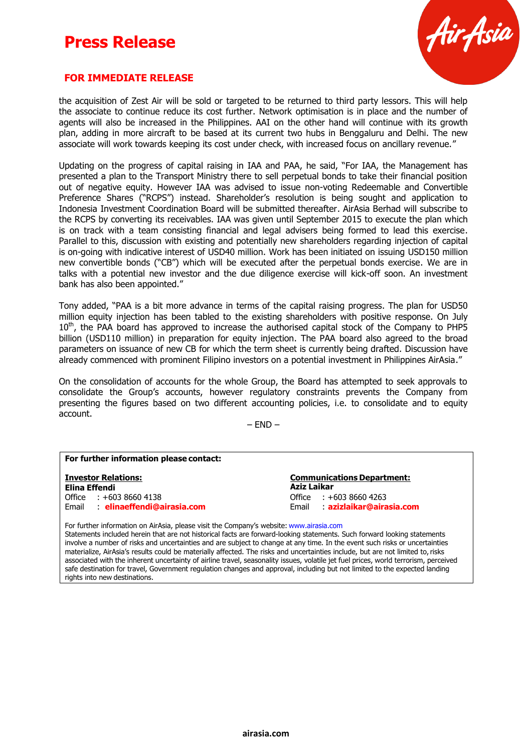# Press Release

**FOR IMMEDIATE RELEASE**

the acquisition of Zest Air will be sold or targeted to be returned to third party lessors. This will help the associate to continue reduce its cost further. Network optimisation is in place and the number of agents will also be increased in the Philippines. AAI on the other hand will continue with its growth plan, adding in more aircraft to be based at its current two hubs in Benggaluru and Delhi. The new associate will work towards keeping its cost under check, with increased focus on ancillary revenue."

Updating on the progress of capital raising in IAA and PAA, he said, "For IAA, the Management has presented a plan to the Transport Ministry there to sell perpetual bonds to take their financial position out of negative equity. However IAA was advised to issue non-voting Redeemable and Convertible Preference Shares ("RCPS") instead. Shareholder's resolution is being sought and application to Indonesia Investment Coordination Board will be submitted thereafter. AirAsia Berhad will subscribe to the RCPS by converting its receivables. IAA was given until September 2015 to execute the plan which is on track with a team consisting financial and legal advisers being formed to lead this exercise. Parallel to this, discussion with existing and potentially new shareholders regarding injection of capital is on-going with indicative interest of USD40 million. Work has been initiated on issuing USD150 million new convertible bonds ("CB") which will be executed after the perpetual bonds exercise. We are in talks with a potential new investor and the due diligence exercise will kick-off soon. An investment bank has also been appointed."

Tony added, "PAA is a bit more advance in terms of the capital raising progress. The plan for USD50 million equity injection has been tabled to the existing shareholders with positive response. On July 10th, the PAA board has approved to increase the authorised capital stock of the Company to PHP5 billion (USD110 million) in preparation for equity injection. The PAA board also agreed to the broad parameters on issuance of new CB for which the term sheet is currently being drafted. Discussion have already commenced with prominent Filipino investors on a potential investment in Philippines AirAsia."

On the consolidation of accounts for the whole Group, the Board has attempted to seek approvals to consolidate the Group's accounts, however regulatory constraints prevents the Company from presenting the figures based on two different accounting policies, i.e. to consolidate and to equity account.

– END –

**For further information please contact:**

**Investor Relations:**
**Elina Effendi**
Office : +603 8660 4138
Email : **elinaeffendi@airasia.com**

**Communications Department:**
**Aziz Laikar**
Office : +603 8660 4263
Email : **azizlaikar@airasia.com**

For further information on AirAsia, please visit the Company's website: www.airasia.com
Statements included herein that are not historical facts are forward-looking statements. Such forward looking statements involve a number of risks and uncertainties and are subject to change at any time. In the event such risks or uncertainties materialize, AirAsia's results could be materially affected. The risks and uncertainties include, but are not limited to, risks associated with the inherent uncertainty of airline travel, seasonality issues, volatile jet fuel prices, world terrorism, perceived safe destination for travel, Government regulation changes and approval, including but not limited to the expected landing rights into new destinations.